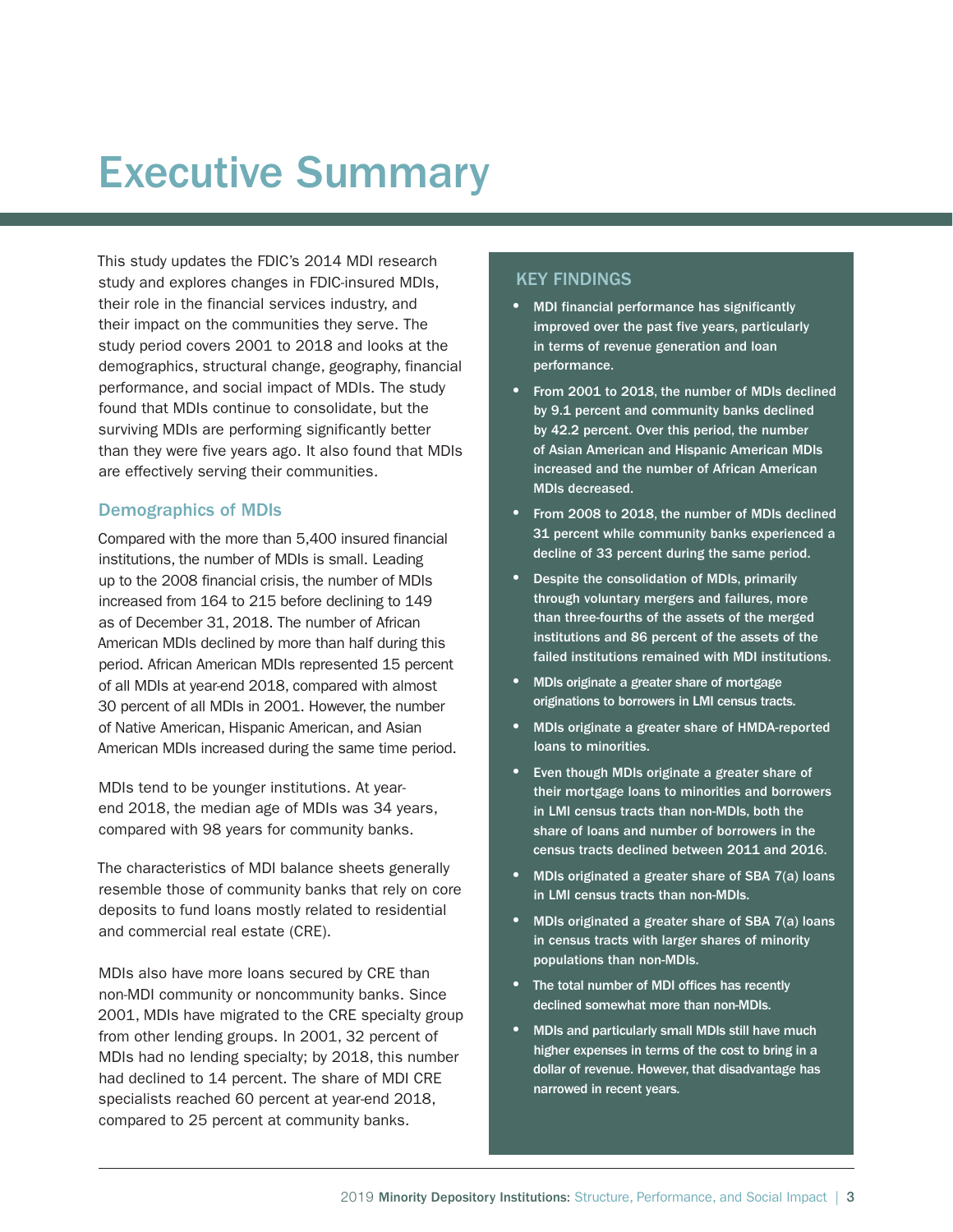# Executive Summary

This study updates the FDIC's 2014 MDI research study and explores changes in FDIC-insured MDIs, their role in the financial services industry, and their impact on the communities they serve. The study period covers 2001 to 2018 and looks at the demographics, structural change, geography, financial performance, and social impact of MDIs. The study found that MDIs continue to consolidate, but the surviving MDIs are performing significantly better than they were five years ago. It also found that MDIs are effectively serving their communities.

## Demographics of MDIs

Compared with the more than 5,400 insured financial institutions, the number of MDIs is small. Leading up to the 2008 financial crisis, the number of MDIs increased from 164 to 215 before declining to 149 as of December 31, 2018. The number of African American MDIs declined by more than half during this period. African American MDIs represented 15 percent of all MDIs at year-end 2018, compared with almost 30 percent of all MDIs in 2001. However, the number of Native American, Hispanic American, and Asian American MDIs increased during the same time period.

MDIs tend to be younger institutions. At year-end 2018, the median age of MDIs was 34 years, compared with 98 years for community banks.

The characteristics of MDI balance sheets generally resemble those of community banks that rely on core deposits to fund loans mostly related to residential and commercial real estate (CRE).

MDIs also have more loans secured by CRE than non-MDI community or noncommunity banks. Since 2001, MDIs have migrated to the CRE specialty group from other lending groups. In 2001, 32 percent of MDIs had no lending specialty; by 2018, this number had declined to 14 percent. The share of MDI CRE specialists reached 60 percent at year-end 2018, compared to 25 percent at community banks.

## KEY FINDINGS

- MDI financial performance has significantly improved over the past five years, particularly in terms of revenue generation and loan performance.
- From 2001 to 2018, the number of MDIs declined by 9.1 percent and community banks declined by 42.2 percent. Over this period, the number of Asian American and Hispanic American MDIs increased and the number of African American MDIs decreased.
- From 2008 to 2018, the number of MDIs declined 31 percent while community banks experienced a decline of 33 percent during the same period.
- Despite the consolidation of MDIs, primarily through voluntary mergers and failures, more than three-fourths of the assets of the merged institutions and 86 percent of the assets of the failed institutions remained with MDI institutions.
- MDIs originate a greater share of mortgage originations to borrowers in LMI census tracts.
- MDIs originate a greater share of HMDA-reported loans to minorities.
- Even though MDIs originate a greater share of their mortgage loans to minorities and borrowers in LMI census tracts than non-MDIs, both the share of loans and number of borrowers in the census tracts declined between 2011 and 2016.
- MDIs originated a greater share of SBA 7(a) loans in LMI census tracts than non-MDIs.
- MDIs originated a greater share of SBA 7(a) loans in census tracts with larger shares of minority populations than non-MDIs.
- The total number of MDI offices has recently declined somewhat more than non-MDIs.
- MDIs and particularly small MDIs still have much higher expenses in terms of the cost to bring in a dollar of revenue. However, that disadvantage has narrowed in recent years.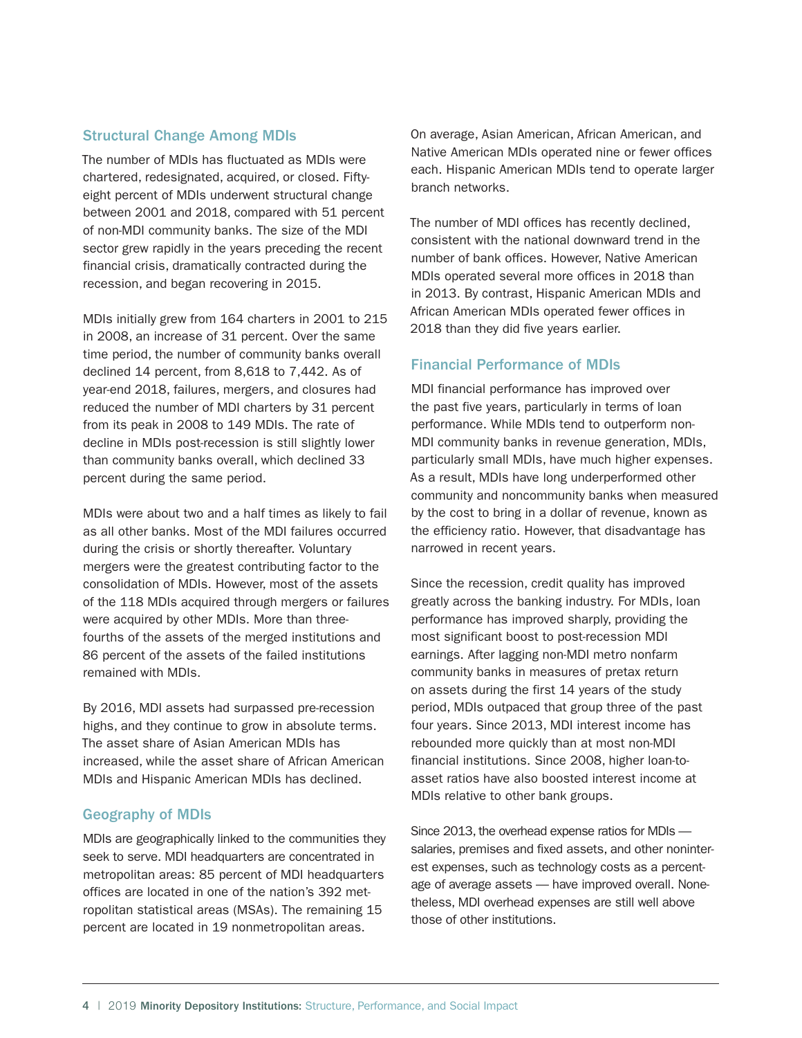## Structural Change Among MDIs

The number of MDIs has fluctuated as MDIs were chartered, redesignated, acquired, or closed. Fifty-eight percent of MDIs underwent structural change between 2001 and 2018, compared with 51 percent of non-MDI community banks. The size of the MDI sector grew rapidly in the years preceding the recent financial crisis, dramatically contracted during the recession, and began recovering in 2015.

MDIs initially grew from 164 charters in 2001 to 215 in 2008, an increase of 31 percent. Over the same time period, the number of community banks overall declined 14 percent, from 8,618 to 7,442. As of year-end 2018, failures, mergers, and closures had reduced the number of MDI charters by 31 percent from its peak in 2008 to 149 MDIs. The rate of decline in MDIs post-recession is still slightly lower than community banks overall, which declined 33 percent during the same period.

MDIs were about two and a half times as likely to fail as all other banks. Most of the MDI failures occurred during the crisis or shortly thereafter. Voluntary mergers were the greatest contributing factor to the consolidation of MDIs. However, most of the assets of the 118 MDIs acquired through mergers or failures were acquired by other MDIs. More than three-fourths of the assets of the merged institutions and 86 percent of the assets of the failed institutions remained with MDIs.

By 2016, MDI assets had surpassed pre-recession highs, and they continue to grow in absolute terms. The asset share of Asian American MDIs has increased, while the asset share of African American MDIs and Hispanic American MDIs has declined.

## Geography of MDIs

MDIs are geographically linked to the communities they seek to serve. MDI headquarters are concentrated in metropolitan areas: 85 percent of MDI headquarters offices are located in one of the nation's 392 metropolitan statistical areas (MSAs). The remaining 15 percent are located in 19 nonmetropolitan areas.

On average, Asian American, African American, and Native American MDIs operated nine or fewer offices each. Hispanic American MDIs tend to operate larger branch networks.

The number of MDI offices has recently declined, consistent with the national downward trend in the number of bank offices. However, Native American MDIs operated several more offices in 2018 than in 2013. By contrast, Hispanic American MDIs and African American MDIs operated fewer offices in 2018 than they did five years earlier.

## Financial Performance of MDIs

MDI financial performance has improved over the past five years, particularly in terms of loan performance. While MDIs tend to outperform non-MDI community banks in revenue generation, MDIs, particularly small MDIs, have much higher expenses. As a result, MDIs have long underperformed other community and noncommunity banks when measured by the cost to bring in a dollar of revenue, known as the efficiency ratio. However, that disadvantage has narrowed in recent years.

Since the recession, credit quality has improved greatly across the banking industry. For MDIs, loan performance has improved sharply, providing the most significant boost to post-recession MDI earnings. After lagging non-MDI metro nonfarm community banks in measures of pretax return on assets during the first 14 years of the study period, MDIs outpaced that group three of the past four years. Since 2013, MDI interest income has rebounded more quickly than at most non-MDI financial institutions. Since 2008, higher loan-to-asset ratios have also boosted interest income at MDIs relative to other bank groups.

Since 2013, the overhead expense ratios for MDIs — salaries, premises and fixed assets, and other noninterest expenses, such as technology costs as a percentage of average assets — have improved overall. Nonetheless, MDI overhead expenses are still well above those of other institutions.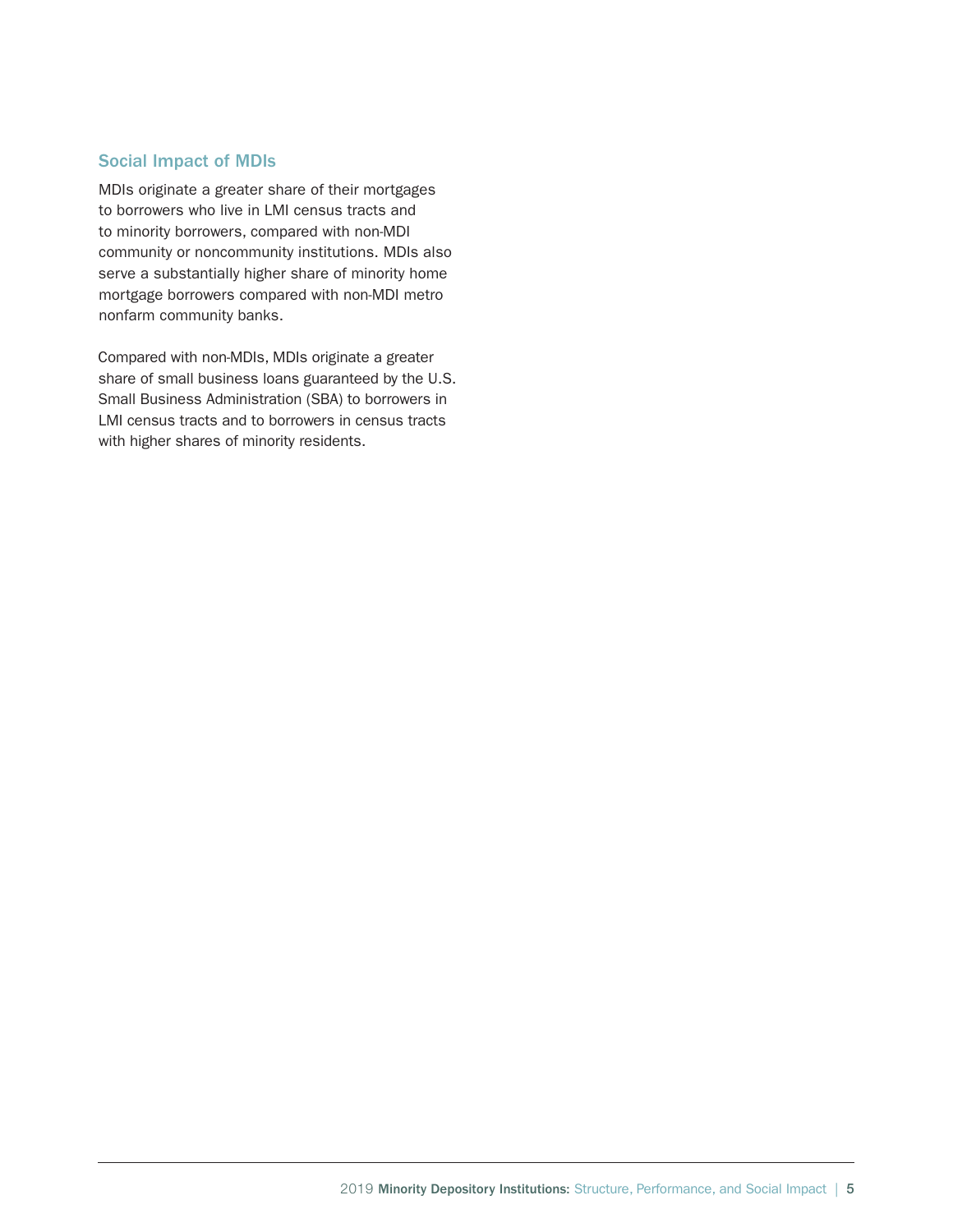## Social Impact of MDIs

MDIs originate a greater share of their mortgages to borrowers who live in LMI census tracts and to minority borrowers, compared with non-MDI community or noncommunity institutions. MDIs also serve a substantially higher share of minority home mortgage borrowers compared with non-MDI metro nonfarm community banks.

Compared with non-MDIs, MDIs originate a greater share of small business loans guaranteed by the U.S. Small Business Administration (SBA) to borrowers in LMI census tracts and to borrowers in census tracts with higher shares of minority residents.